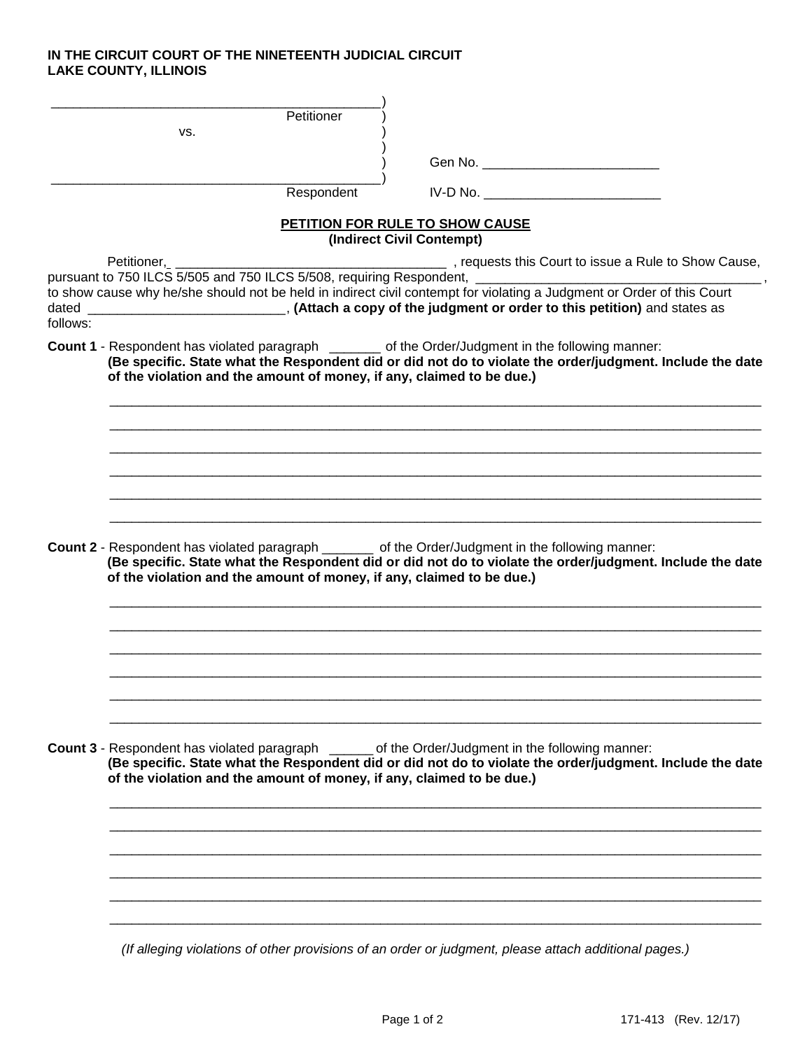**IN THE CIRCUIT COURT OF THE NINETEENTH JUDICIAL CIRCUIT**
**LAKE COUNTY, ILLINOIS**

_______________________________________________)
Petitioner )
vs. )
)
) Gen No. ________________________
_______________________________________________)
Respondent IV-D No. ________________________

**PETITION FOR RULE TO SHOW CAUSE**
**(Indirect Civil Contempt)**

Petitioner, _____________________________________ , requests this Court to issue a Rule to Show Cause, pursuant to 750 ILCS 5/505 and 750 ILCS 5/508, requiring Respondent, ________________________________________ , to show cause why he/she should not be held in indirect civil contempt for violating a Judgment or Order of this Court dated __________________________, **(Attach a copy of the judgment or order to this petition)** and states as follows:

**Count 1** - Respondent has violated paragraph _______ of the Order/Judgment in the following manner:
**(Be specific. State what the Respondent did or did not do to violate the order/judgment. Include the date of the violation and the amount of money, if any, claimed to be due.)**

______________________________________________________________________________________

______________________________________________________________________________________

______________________________________________________________________________________

______________________________________________________________________________________

______________________________________________________________________________________

______________________________________________________________________________________

**Count 2** - Respondent has violated paragraph _______ of the Order/Judgment in the following manner:
**(Be specific. State what the Respondent did or did not do to violate the order/judgment. Include the date of the violation and the amount of money, if any, claimed to be due.)**

______________________________________________________________________________________

______________________________________________________________________________________

______________________________________________________________________________________

______________________________________________________________________________________

______________________________________________________________________________________

______________________________________________________________________________________

**Count 3** - Respondent has violated paragraph ______ of the Order/Judgment in the following manner:
**(Be specific. State what the Respondent did or did not do to violate the order/judgment. Include the date of the violation and the amount of money, if any, claimed to be due.)**

______________________________________________________________________________________

______________________________________________________________________________________

______________________________________________________________________________________

______________________________________________________________________________________

______________________________________________________________________________________

______________________________________________________________________________________

*(If alleging violations of other provisions of an order or judgment, please attach additional pages.)*

171-413 (Rev. 12/17)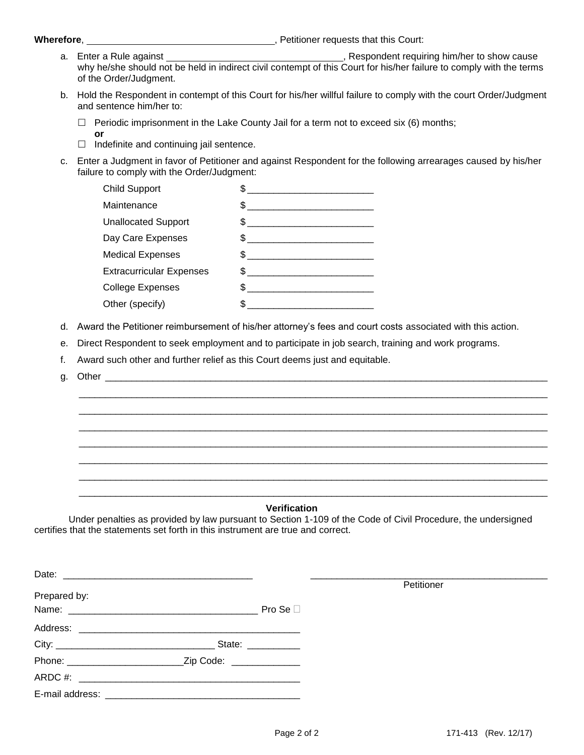**Wherefore**, ___________________________________, Petitioner requests that this Court:

a. Enter a Rule against ________________________________, Respondent requiring him/her to show cause why he/she should not be held in indirect civil contempt of this Court for his/her failure to comply with the terms of the Order/Judgment.

b. Hold the Respondent in contempt of this Court for his/her willful failure to comply with the court Order/Judgment and sentence him/her to:

   ☐ Periodic imprisonment in the Lake County Jail for a term not to exceed six (6) months;
   **or**
   ☐ Indefinite and continuing jail sentence.

c. Enter a Judgment in favor of Petitioner and against Respondent for the following arrearages caused by his/her failure to comply with the Order/Judgment:

| | |
|---|---|
| Child Support | $ _______________________ |
| Maintenance | $ _______________________ |
| Unallocated Support | $ _______________________ |
| Day Care Expenses | $ _______________________ |
| Medical Expenses | $ _______________________ |
| Extracurricular Expenses | $ _______________________ |
| College Expenses | $ _______________________ |
| Other (specify) | $ _______________________ |

d. Award the Petitioner reimbursement of his/her attorney's fees and court costs associated with this action.

e. Direct Respondent to seek employment and to participate in job search, training and work programs.

f. Award such other and further relief as this Court deems just and equitable.

g. Other ______________________________________________________________________________
______________________________________________________________________________
______________________________________________________________________________
______________________________________________________________________________
______________________________________________________________________________
______________________________________________________________________________
______________________________________________________________________________
______________________________________________________________________________

**Verification**

Under penalties as provided by law pursuant to Section 1-109 of the Code of Civil Procedure, the undersigned certifies that the statements set forth in this instrument are true and correct.

Date: ___________________________________

_____________________________________________
Petitioner

Prepared by:
Name: ___________________________________ Pro Se ☐
Address: ________________________________________
City: ______________________________ State: __________
Phone: ______________________Zip Code: _____________
ARDC #: ________________________________________
E-mail address: ___________________________________

171-413 (Rev. 12/17)